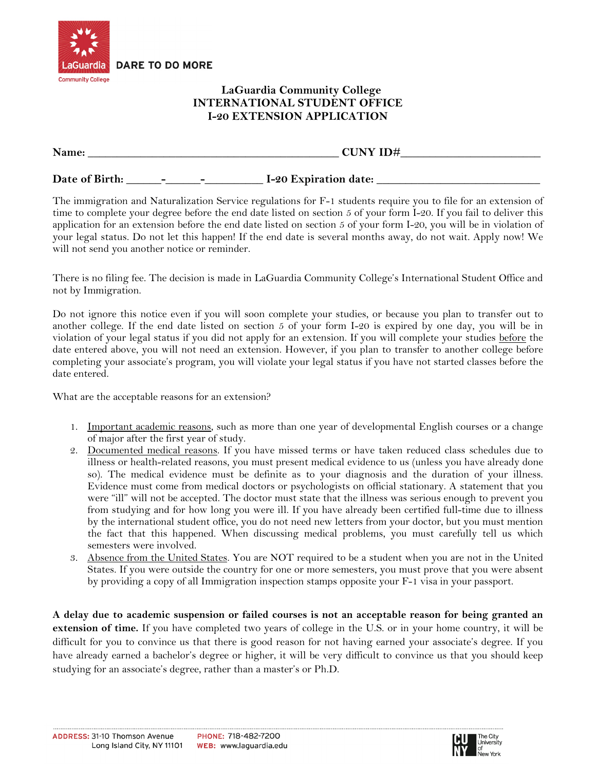LaGuardia Community College

DARE TO DO MORE

# LaGuardia Community College
## INTERNATIONAL STUDENT OFFICE
## I-20 EXTENSION APPLICATION

**Name:** ___________________________________________ **CUNY ID#**_______________________

**Date of Birth:** _____-_____-_________ **I-20 Expiration date:** ___________________________

The immigration and Naturalization Service regulations for F-1 students require you to file for an extension of time to complete your degree before the end date listed on section 5 of your form I-20. If you fail to deliver this application for an extension before the end date listed on section 5 of your form I-20, you will be in violation of your legal status. Do not let this happen! If the end date is several months away, do not wait. Apply now! We will not send you another notice or reminder.

There is no filing fee. The decision is made in LaGuardia Community College's International Student Office and not by Immigration.

Do not ignore this notice even if you will soon complete your studies, or because you plan to transfer out to another college. If the end date listed on section 5 of your form I-20 is expired by one day, you will be in violation of your legal status if you did not apply for an extension. If you will complete your studies before the date entered above, you will not need an extension. However, if you plan to transfer to another college before completing your associate's program, you will violate your legal status if you have not started classes before the date entered.

What are the acceptable reasons for an extension?

1. Important academic reasons, such as more than one year of developmental English courses or a change of major after the first year of study.
2. Documented medical reasons. If you have missed terms or have taken reduced class schedules due to illness or health-related reasons, you must present medical evidence to us (unless you have already done so). The medical evidence must be definite as to your diagnosis and the duration of your illness. Evidence must come from medical doctors or psychologists on official stationary. A statement that you were "ill" will not be accepted. The doctor must state that the illness was serious enough to prevent you from studying and for how long you were ill. If you have already been certified full-time due to illness by the international student office, you do not need new letters from your doctor, but you must mention the fact that this happened. When discussing medical problems, you must carefully tell us which semesters were involved.
3. Absence from the United States. You are NOT required to be a student when you are not in the United States. If you were outside the country for one or more semesters, you must prove that you were absent by providing a copy of all Immigration inspection stamps opposite your F-1 visa in your passport.

**A delay due to academic suspension or failed courses is not an acceptable reason for being granted an extension of time.** If you have completed two years of college in the U.S. or in your home country, it will be difficult for you to convince us that there is good reason for not having earned your associate's degree. If you have already earned a bachelor's degree or higher, it will be very difficult to convince us that you should keep studying for an associate's degree, rather than a master's or Ph.D.

ADDRESS: 31-10 Thomson Avenue Long Island City, NY 11101
PHONE: 718-482-7200
WEB: www.laguardia.edu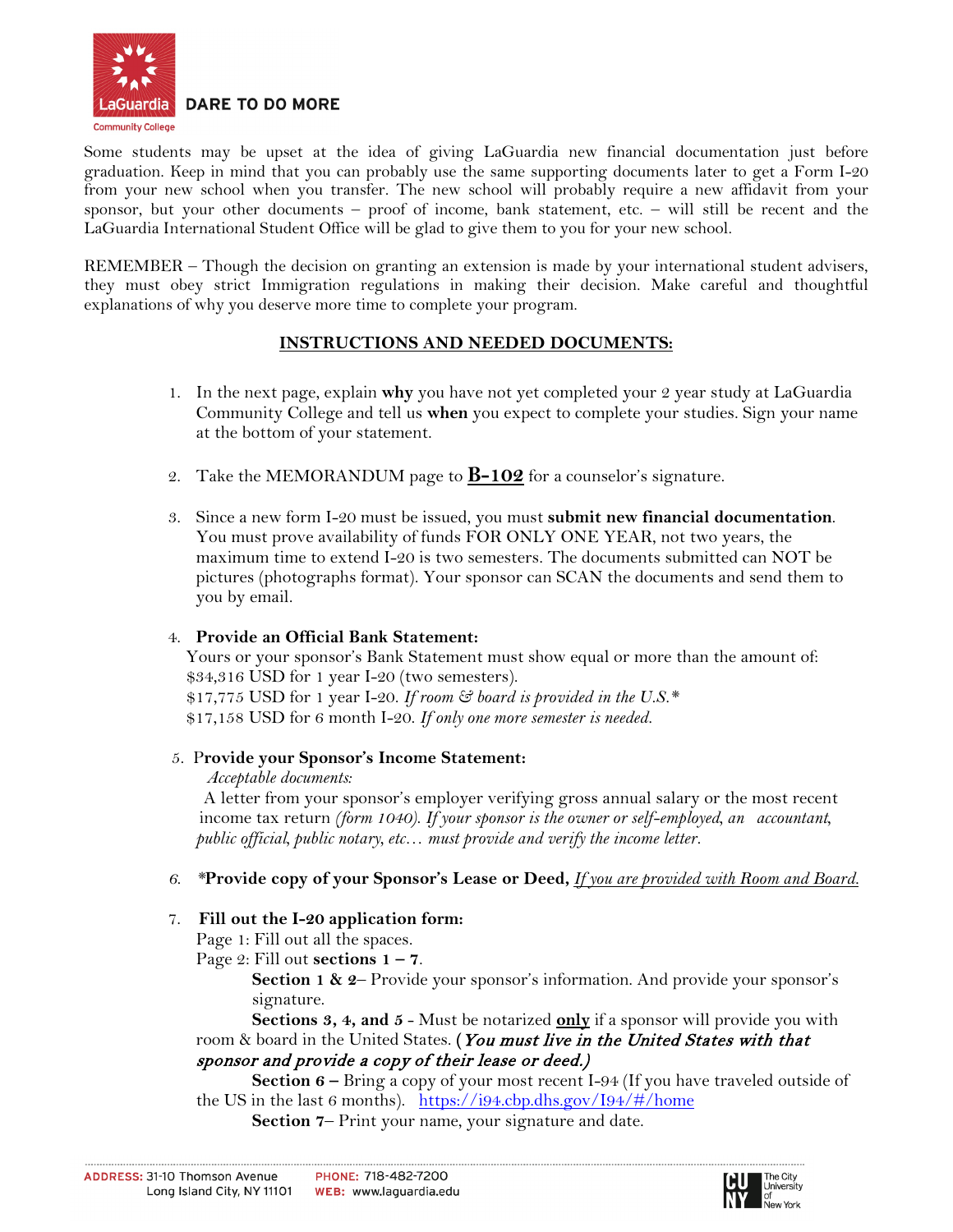Some students may be upset at the idea of giving LaGuardia new financial documentation just before graduation. Keep in mind that you can probably use the same supporting documents later to get a Form I-20 from your new school when you transfer. The new school will probably require a new affidavit from your sponsor, but your other documents – proof of income, bank statement, etc. – will still be recent and the LaGuardia International Student Office will be glad to give them to you for your new school.

REMEMBER – Though the decision on granting an extension is made by your international student advisers, they must obey strict Immigration regulations in making their decision. Make careful and thoughtful explanations of why you deserve more time to complete your program.

## INSTRUCTIONS AND NEEDED DOCUMENTS:

1. In the next page, explain **why** you have not yet completed your 2 year study at LaGuardia Community College and tell us **when** you expect to complete your studies. Sign your name at the bottom of your statement.

2. Take the MEMORANDUM page to **B-102** for a counselor's signature.

3. Since a new form I-20 must be issued, you must **submit new financial documentation**. You must prove availability of funds FOR ONLY ONE YEAR, not two years, the maximum time to extend I-20 is two semesters. The documents submitted can NOT be pictures (photographs format). Your sponsor can SCAN the documents and send them to you by email.

4. **Provide an Official Bank Statement:**
   Yours or your sponsor's Bank Statement must show equal or more than the amount of:
   $34,316 USD for 1 year I-20 (two semesters).
   $17,775 USD for 1 year I-20. *If room & board is provided in the U.S.\**
   $17,158 USD for 6 month I-20. *If only one more semester is needed.*

5. **Provide your Sponsor's Income Statement:**
   *Acceptable documents:*
   A letter from your sponsor's employer verifying gross annual salary or the most recent income tax return *(form 1040). If your sponsor is the owner or self-employed, an accountant, public official, public notary, etc… must provide and verify the income letter.*

6. \***Provide copy of your Sponsor's Lease or Deed,** *If you are provided with Room and Board.*

7. **Fill out the I-20 application form:**
   Page 1: Fill out all the spaces.
   Page 2: Fill out **sections 1 – 7**.
   **Section 1 & 2**– Provide your sponsor's information. And provide your sponsor's signature.
   **Sections 3, 4, and 5** - Must be notarized **only** if a sponsor will provide you with room & board in the United States. (***You must live in the United States with that sponsor and provide a copy of their lease or deed.)***
   **Section 6 –** Bring a copy of your most recent I-94 (If you have traveled outside of the US in the last 6 months). https://i94.cbp.dhs.gov/I94/#/home
   **Section 7**– Print your name, your signature and date.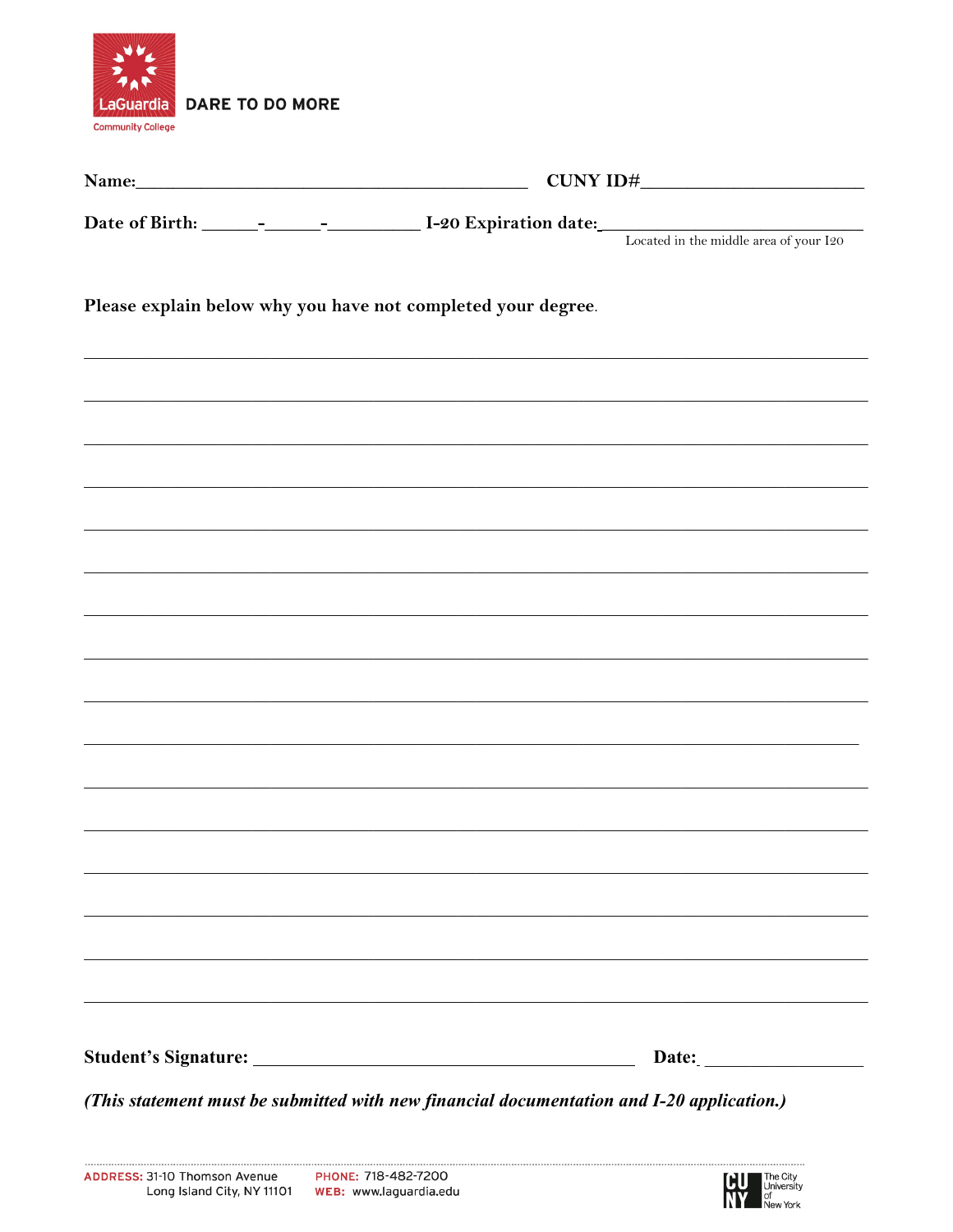LaGuardia Community College DARE TO DO MORE

**Name:**_______________________________________ **CUNY ID#**_______________________

**Date of Birth:** ______-______-_________ **I-20 Expiration date:**___________________________

Located in the middle area of your I20

**Please explain below why you have not completed your degree.**

_____________________________________________________________________________

_____________________________________________________________________________

_____________________________________________________________________________

_____________________________________________________________________________

_____________________________________________________________________________

_____________________________________________________________________________

_____________________________________________________________________________

_____________________________________________________________________________

_____________________________________________________________________________

_____________________________________________________________________________

_____________________________________________________________________________

_____________________________________________________________________________

_____________________________________________________________________________

_____________________________________________________________________________

_____________________________________________________________________________

_____________________________________________________________________________

**Student's Signature:** ________________________________________ **Date:** _________________

***(This statement must be submitted with new financial documentation and I-20 application.)***

ADDRESS: 31-10 Thomson Avenue Long Island City, NY 11101 PHONE: 718-482-7200 WEB: www.laguardia.edu

CUNY The City University of New York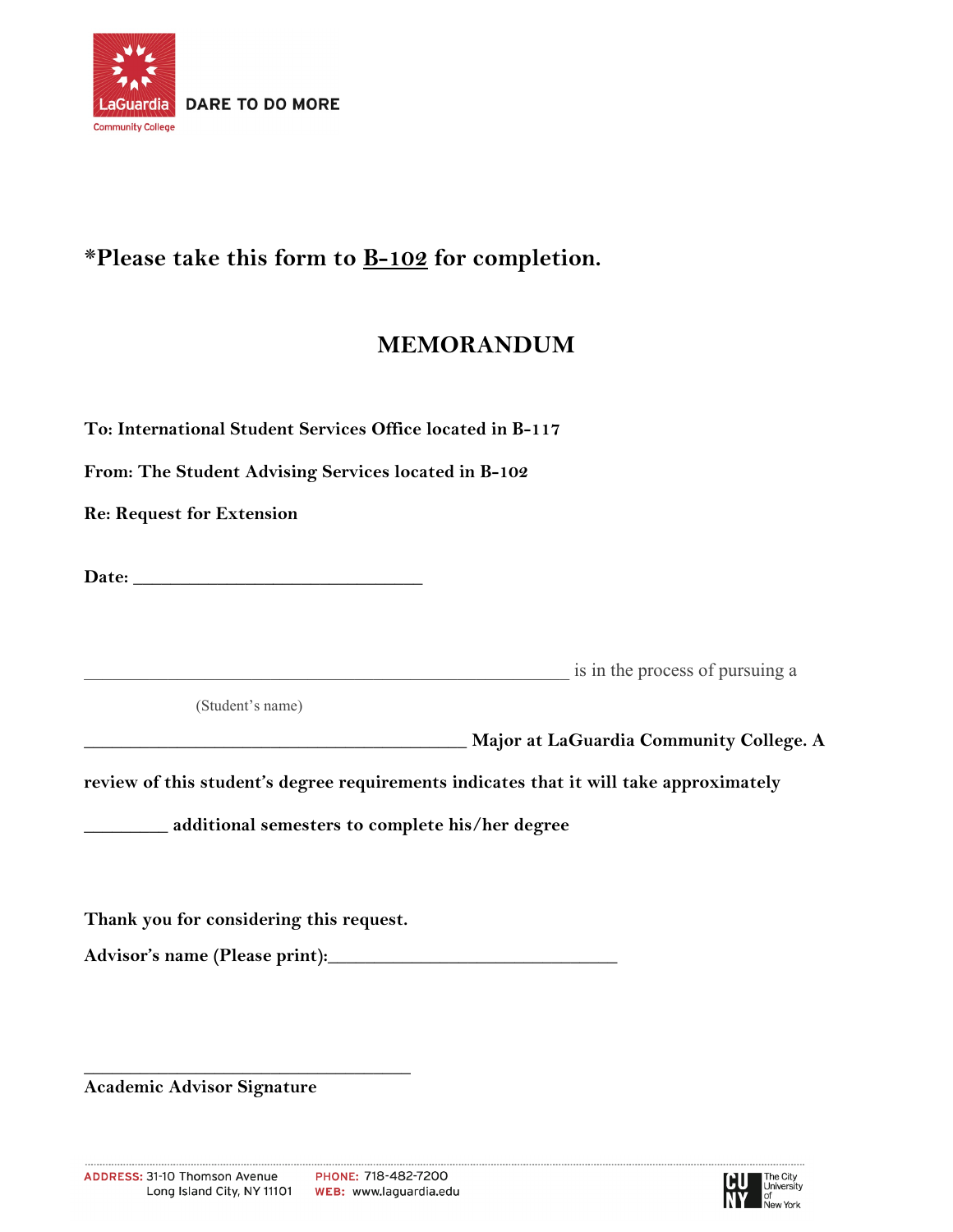LaGuardia Community College **DARE TO DO MORE**

**\*Please take this form to B-102 for completion.**

# MEMORANDUM

**To: International Student Services Office located in B-117**

**From: The Student Advising Services located in B-102**

**Re: Request for Extension**

**Date:** ______________________________

_____________________________________________________ is in the process of pursuing a

(Student's name)

__________________________________________ **Major at LaGuardia Community College. A review of this student's degree requirements indicates that it will take approximately**

_________ **additional semesters to complete his/her degree**

**Thank you for considering this request.**

**Advisor's name (Please print):**______________________________

____________________________________

**Academic Advisor Signature**

ADDRESS: 31-10 Thomson Avenue Long Island City, NY 11101 PHONE: 718-482-7200 WEB: www.laguardia.edu

The City University of New York